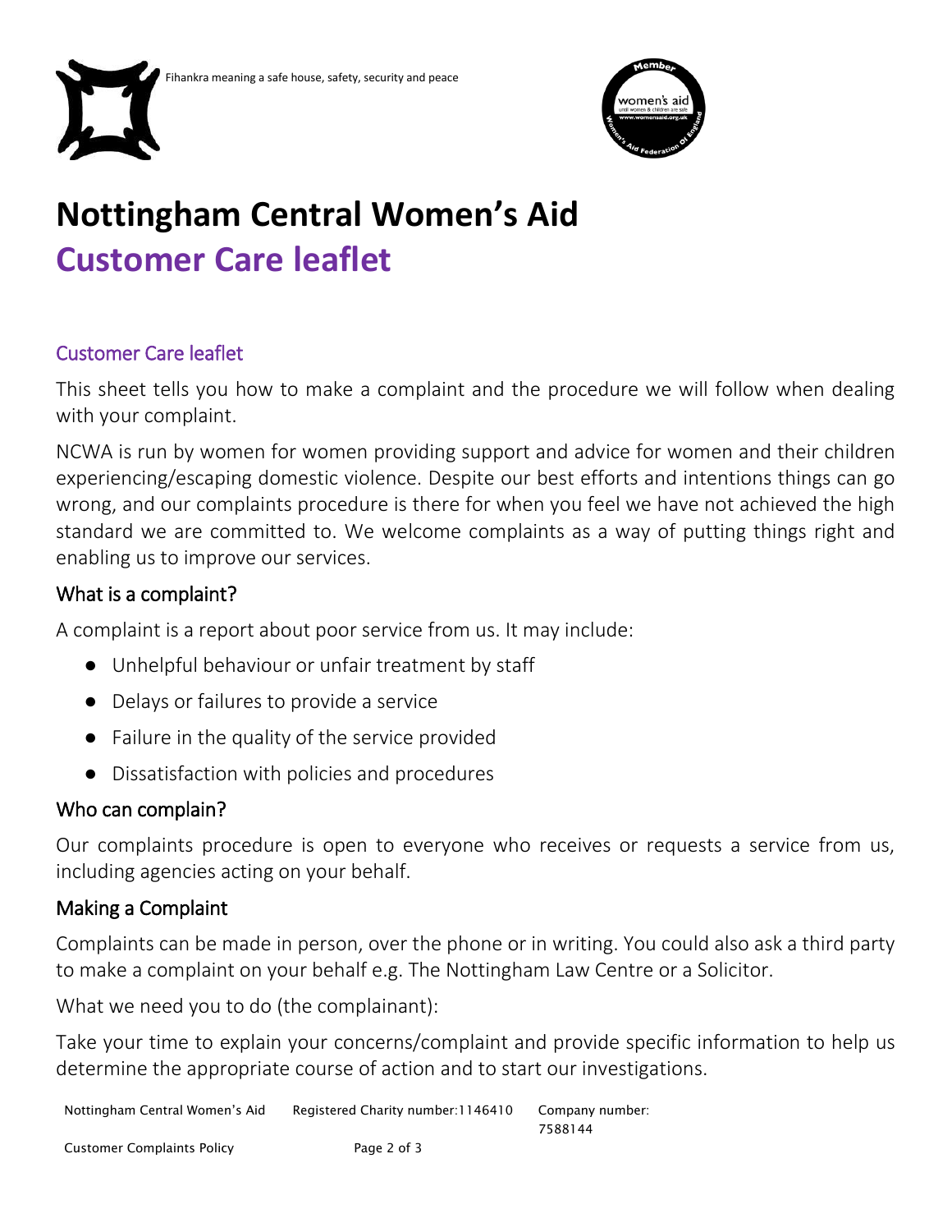Fihankra meaning a safe house, safety, security and peace

# Nottingham Central Women's Aid

# Customer Care leaflet

## Customer Care leaflet

This sheet tells you how to make a complaint and the procedure we will follow when dealing with your complaint.

NCWA is run by women for women providing support and advice for women and their children experiencing/escaping domestic violence. Despite our best efforts and intentions things can go wrong, and our complaints procedure is there for when you feel we have not achieved the high standard we are committed to. We welcome complaints as a way of putting things right and enabling us to improve our services.

### What is a complaint?

A complaint is a report about poor service from us. It may include:

- Unhelpful behaviour or unfair treatment by staff
- Delays or failures to provide a service
- Failure in the quality of the service provided
- Dissatisfaction with policies and procedures

### Who can complain?

Our complaints procedure is open to everyone who receives or requests a service from us, including agencies acting on your behalf.

### Making a Complaint

Complaints can be made in person, over the phone or in writing. You could also ask a third party to make a complaint on your behalf e.g. The Nottingham Law Centre or a Solicitor.

What we need you to do (the complainant):

Take your time to explain your concerns/complaint and provide specific information to help us determine the appropriate course of action and to start our investigations.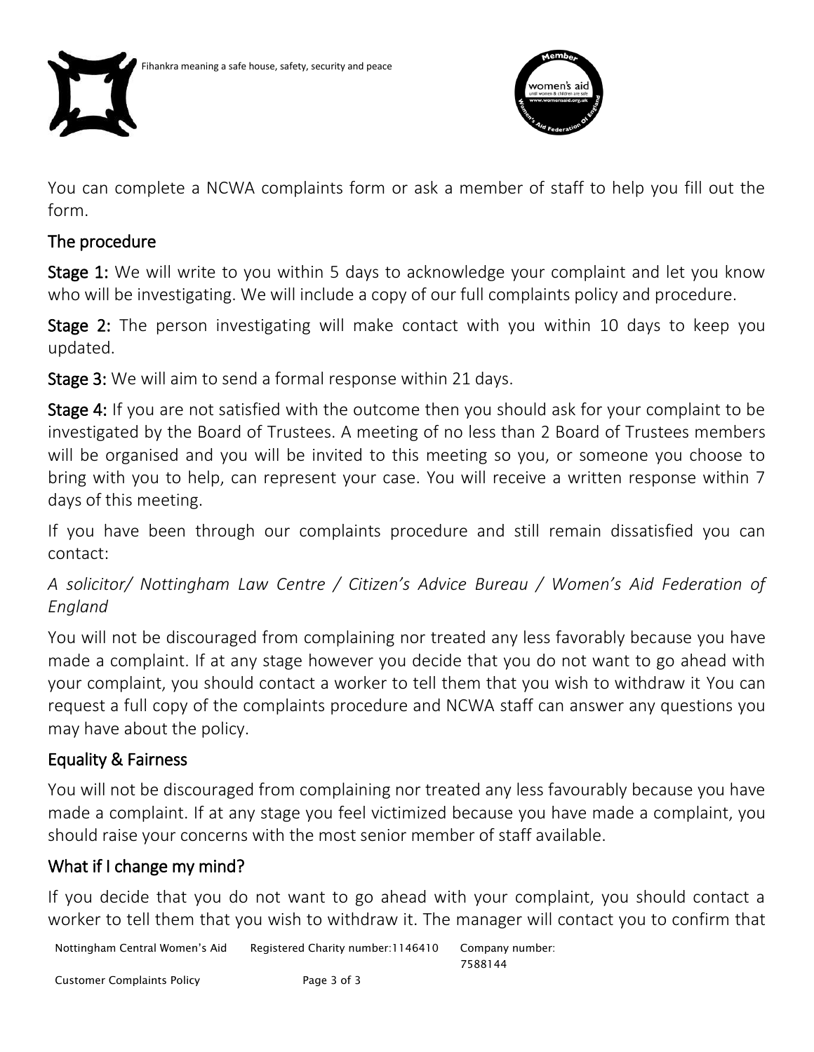Fihankra meaning a safe house, safety, security and peace

You can complete a NCWA complaints form or ask a member of staff to help you fill out the form.

## The procedure

**Stage 1:** We will write to you within 5 days to acknowledge your complaint and let you know who will be investigating. We will include a copy of our full complaints policy and procedure.

**Stage 2:** The person investigating will make contact with you within 10 days to keep you updated.

**Stage 3:** We will aim to send a formal response within 21 days.

**Stage 4:** If you are not satisfied with the outcome then you should ask for your complaint to be investigated by the Board of Trustees. A meeting of no less than 2 Board of Trustees members will be organised and you will be invited to this meeting so you, or someone you choose to bring with you to help, can represent your case. You will receive a written response within 7 days of this meeting.

If you have been through our complaints procedure and still remain dissatisfied you can contact:

*A solicitor/ Nottingham Law Centre / Citizen's Advice Bureau / Women's Aid Federation of England*

You will not be discouraged from complaining nor treated any less favorably because you have made a complaint. If at any stage however you decide that you do not want to go ahead with your complaint, you should contact a worker to tell them that you wish to withdraw it You can request a full copy of the complaints procedure and NCWA staff can answer any questions you may have about the policy.

## Equality & Fairness

You will not be discouraged from complaining nor treated any less favourably because you have made a complaint. If at any stage you feel victimized because you have made a complaint, you should raise your concerns with the most senior member of staff available.

## What if I change my mind?

If you decide that you do not want to go ahead with your complaint, you should contact a worker to tell them that you wish to withdraw it. The manager will contact you to confirm that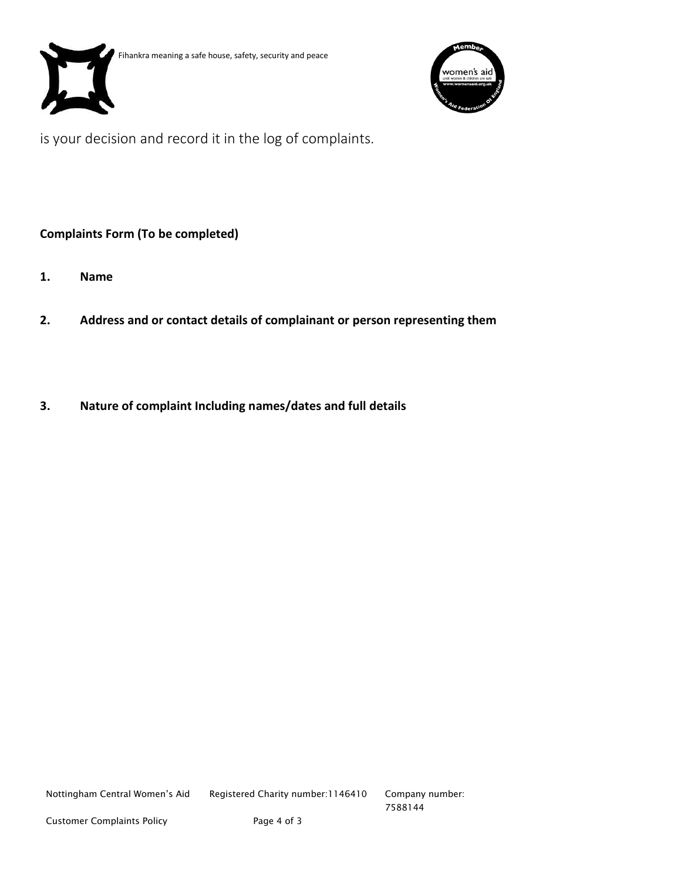is your decision and record it in the log of complaints.

**Complaints Form (To be completed)**

1. **Name**

2. **Address and or contact details of complainant or person representing them**

3. **Nature of complaint Including names/dates and full details**